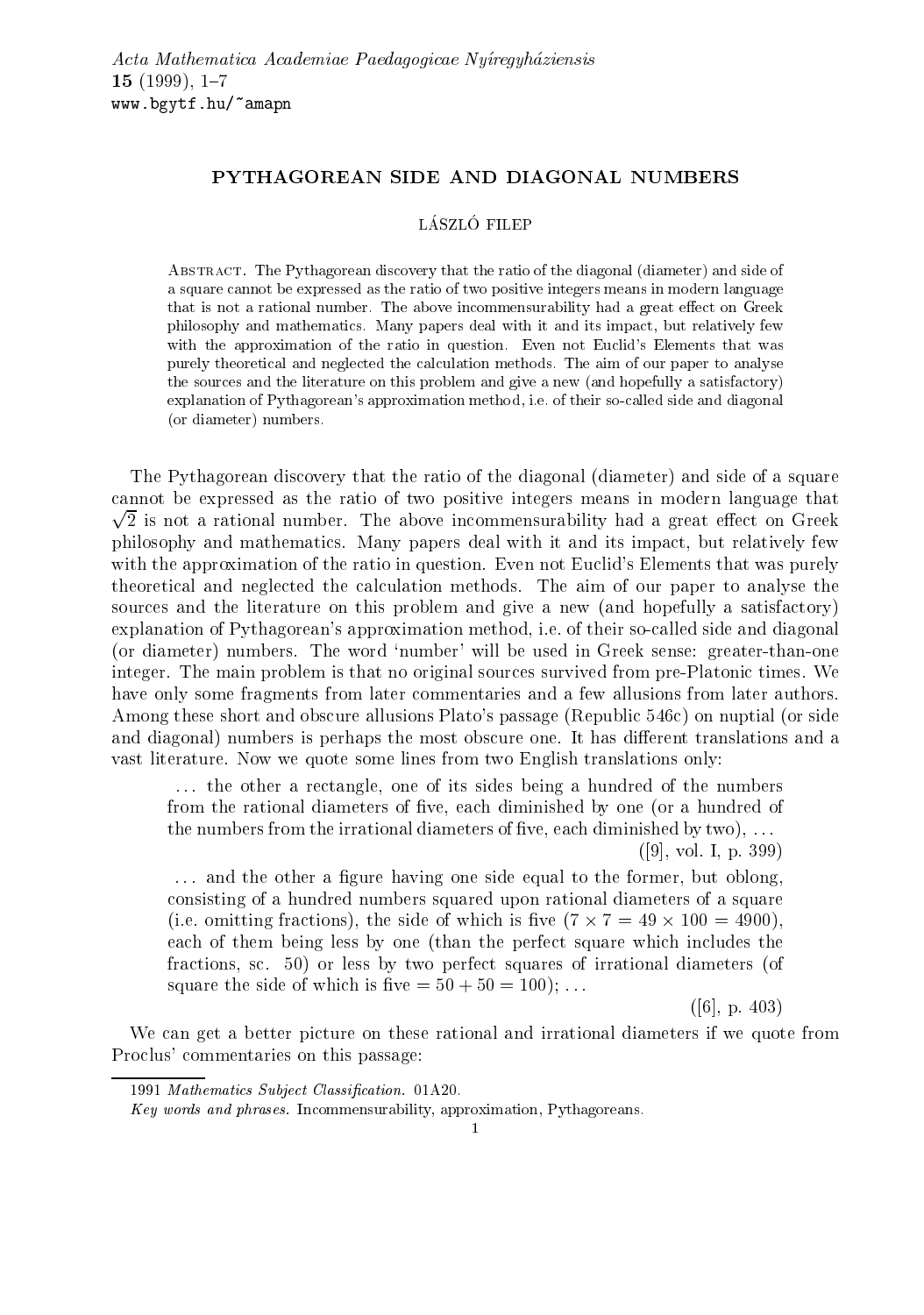# PYTHAGOREAN SIDE AND DIAGONAL NUMBERS

LÁSZLÓ FILEP

Abstract. The Pythagorean discovery that the ratio of the diagonal (diameter) and side of a square cannot be expressed as the ratio of two positive integers means in modern language that is not a rational number. The above incommensurability had a great effect on Greek philosophy and mathematics. Many papers deal with it and its impact, but relatively few with the approximation of the ratio in question. Even not Euclid's Elements that was purely theoretical and neglected the calculation methods. The aim of our paper to analyse the sources and the literature on this problem and give a new (and hopefully a satisfactory) explanation of Pythagorean's approximation method, i.e. of their so-called side and diagonal (or diameter) numbers.

The Pythagorean discovery that the ratio of the diagonal (diameter) and side of a square cannot be expressed as the ratio of two positive integers means in modern language that $\sqrt{2}$ is not a rational number. The above incommensurability had a great effect on Greek philosophy and mathematics. Many papers deal with it and its impact, but relatively few with the approximation of the ratio in question. Even not Euclid's Elements that was purely theoretical and neglected the calculation methods. The aim of our paper to analyse the sources and the literature on this problem and give a new (and hopefully a satisfactory) explanation of Pythagorean's approximation method, i.e. of their so-called side and diagonal (or diameter) numbers. The word 'number' will be used in Greek sense: greater-than-one integer. The main problem is that no original sources survived from pre-Platonic times. We have only some fragments from later commentaries and a few allusions from later authors. Among these short and obscure allusions Plato's passage (Republic 546c) on nuptial (or side and diagonal) numbers is perhaps the most obscure one. It has different translations and a vast literature. Now we quote some lines from two English translations only:

> ... the other a rectangle, one of its sides being a hundred of the numbers from the rational diameters of five, each diminished by one (or a hundred of the numbers from the irrational diameters of five, each diminished by two), ...
>
> ([9], vol. I, p. 399)

> ... and the other a figure having one side equal to the former, but oblong, consisting of a hundred numbers squared upon rational diameters of a square (i.e. omitting fractions), the side of which is five ($7 \times 7 = 49 \times 100 = 4900$), each of them being less by one (than the perfect square which includes the fractions, sc. 50) or less by two perfect squares of irrational diameters (of square the side of which is five $= 50 + 50 = 100$); ...
>
> ([6], p. 403)

We can get a better picture on these rational and irrational diameters if we quote from Proclus' commentaries on this passage:

1991 *Mathematics Subject Classification.* 01A20.

*Key words and phrases.* Incommensurability, approximation, Pythagoreans.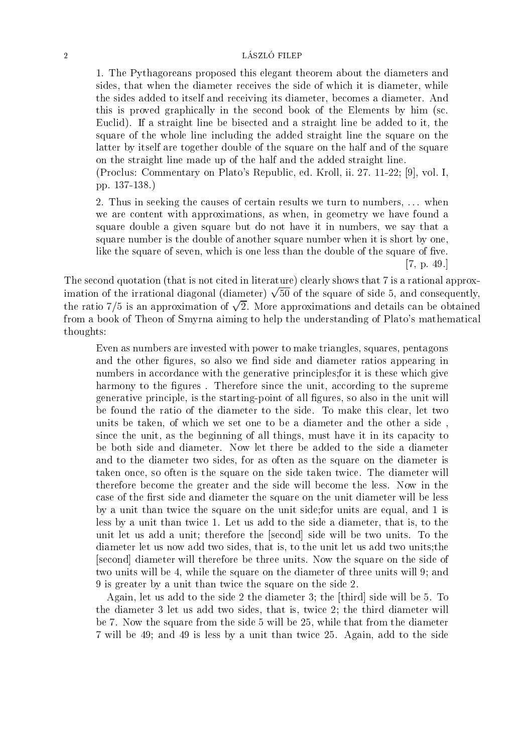> 1. The Pythagoreans proposed this elegant theorem about the diameters and sides, that when the diameter receives the side of which it is diameter, while the sides added to itself and receiving its diameter, becomes a diameter. And this is proved graphically in the second book of the Elements by him (sc. Euclid). If a straight line be bisected and a straight line be added to it, the square of the whole line including the added straight line the square on the latter by itself are together double of the square on the half and of the square on the straight line made up of the half and the added straight line.
> (Proclus: Commentary on Plato's Republic, ed. Kroll, ii. 27. 11-22; [9], vol. I, pp. 137-138.)

> 2. Thus in seeking the causes of certain results we turn to numbers, ... when we are content with approximations, as when, in geometry we have found a square double a given square but do not have it in numbers, we say that a square number is the double of another square number when it is short by one, like the square of seven, which is one less than the double of the square of five.
> [7, p. 49.]

The second quotation (that is not cited in literature) clearly shows that 7 is a rational approximation of the irrational diagonal (diameter) $\sqrt{50}$ of the square of side 5, and consequently, the ratio 7/5 is an approximation of $\sqrt{2}$. More approximations and details can be obtained from a book of Theon of Smyrna aiming to help the understanding of Plato's mathematical thoughts:

> Even as numbers are invested with power to make triangles, squares, pentagons and the other figures, so also we find side and diameter ratios appearing in numbers in accordance with the generative principles;for it is these which give harmony to the figures . Therefore since the unit, according to the supreme generative principle, is the starting-point of all figures, so also in the unit will be found the ratio of the diameter to the side. To make this clear, let two units be taken, of which we set one to be a diameter and the other a side , since the unit, as the beginning of all things, must have it in its capacity to be both side and diameter. Now let there be added to the side a diameter and to the diameter two sides, for as often as the square on the diameter is taken once, so often is the square on the side taken twice. The diameter will therefore become the greater and the side will become the less. Now in the case of the first side and diameter the square on the unit diameter will be less by a unit than twice the square on the unit side;for units are equal, and 1 is less by a unit than twice 1. Let us add to the side a diameter, that is, to the unit let us add a unit; therefore the [second] side will be two units. To the diameter let us now add two sides, that is, to the unit let us add two units;the [second] diameter will therefore be three units. Now the square on the side of two units will be 4, while the square on the diameter of three units will 9; and 9 is greater by a unit than twice the square on the side 2.
>
> Again, let us add to the side 2 the diameter 3; the [third] side will be 5. To the diameter 3 let us add two sides, that is, twice 2; the third diameter will be 7. Now the square from the side 5 will be 25, while that from the diameter 7 will be 49; and 49 is less by a unit than twice 25. Again, add to the side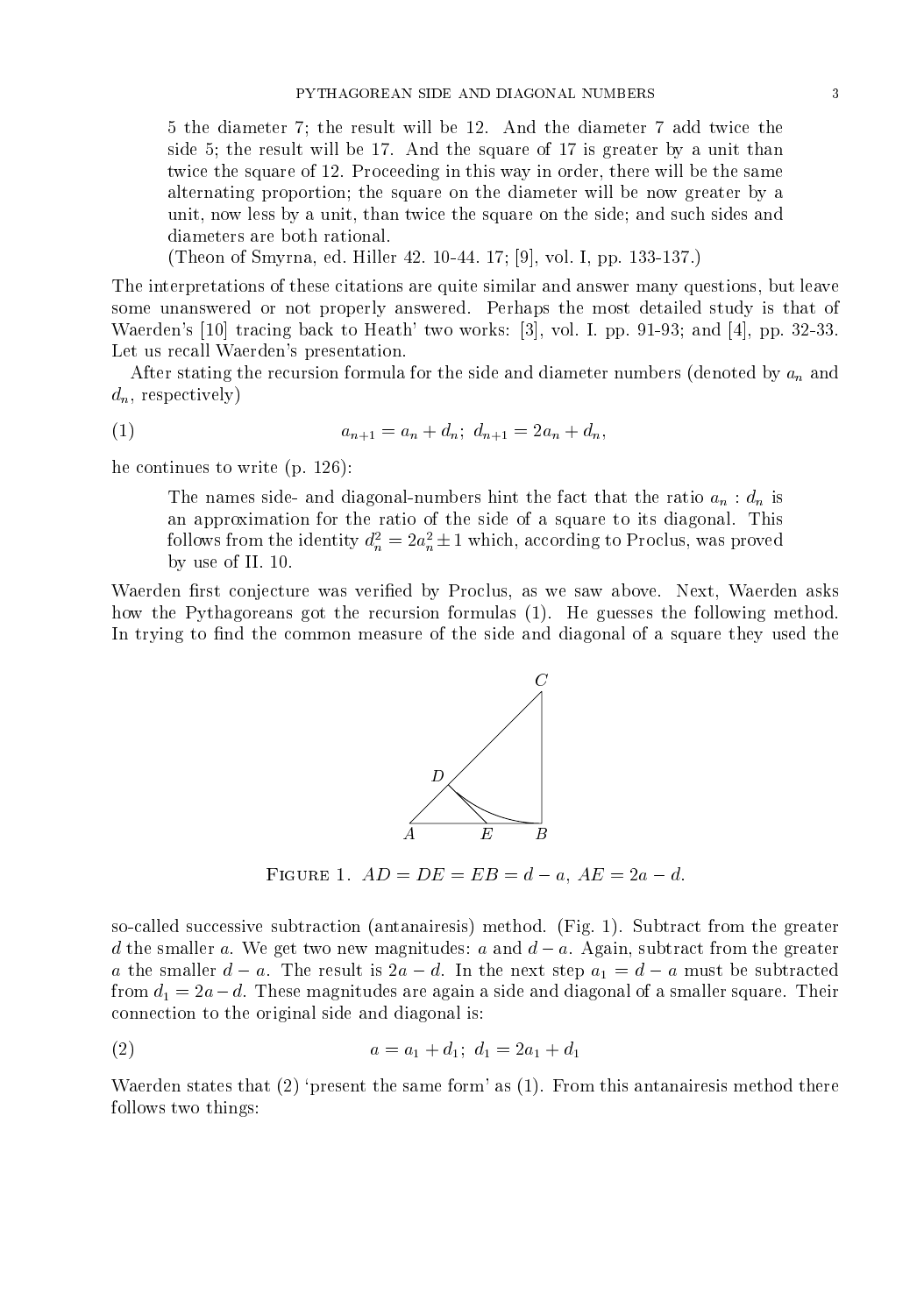> 5 the diameter 7; the result will be 12. And the diameter 7 add twice the side 5; the result will be 17. And the square of 17 is greater by a unit than twice the square of 12. Proceeding in this way in order, there will be the same alternating proportion; the square on the diameter will be now greater by a unit, now less by a unit, than twice the square on the side; and such sides and diameters are both rational.
>
> (Theon of Smyrna, ed. Hiller 42. 10-44. 17; [9], vol. I, pp. 133-137.)

The interpretations of these citations are quite similar and answer many questions, but leave some unanswered or not properly answered. Perhaps the most detailed study is that of Waerden's [10] tracing back to Heath' two works: [3], vol. I. pp. 91-93; and [4], pp. 32-33. Let us recall Waerden's presentation.

After stating the recursion formula for the side and diameter numbers (denoted by $a_n$ and $d_n$, respectively)

$$a_{n+1} = a_n + d_n;\ d_{n+1} = 2a_n + d_n, \tag{1}$$

he continues to write (p. 126):

> The names side- and diagonal-numbers hint the fact that the ratio $a_n : d_n$ is an approximation for the ratio of the side of a square to its diagonal. This follows from the identity $d_n^2 = 2a_n^2 \pm 1$ which, according to Proclus, was proved by use of II. 10.

Waerden first conjecture was verified by Proclus, as we saw above. Next, Waerden asks how the Pythagoreans got the recursion formulas (1). He guesses the following method. In trying to find the common measure of the side and diagonal of a square they used the

Figure 1. $AD = DE = EB = d - a$, $AE = 2a - d$.

so-called successive subtraction (antanairesis) method. (Fig. 1). Subtract from the greater $d$ the smaller $a$. We get two new magnitudes: $a$ and $d - a$. Again, subtract from the greater $a$ the smaller $d - a$. The result is $2a - d$. In the next step $a_1 = d - a$ must be subtracted from $d_1 = 2a - d$. These magnitudes are again a side and diagonal of a smaller square. Their connection to the original side and diagonal is:

$$a = a_1 + d_1;\ d_1 = 2a_1 + d_1 \tag{2}$$

Waerden states that (2) 'present the same form' as (1). From this antanairesis method there follows two things: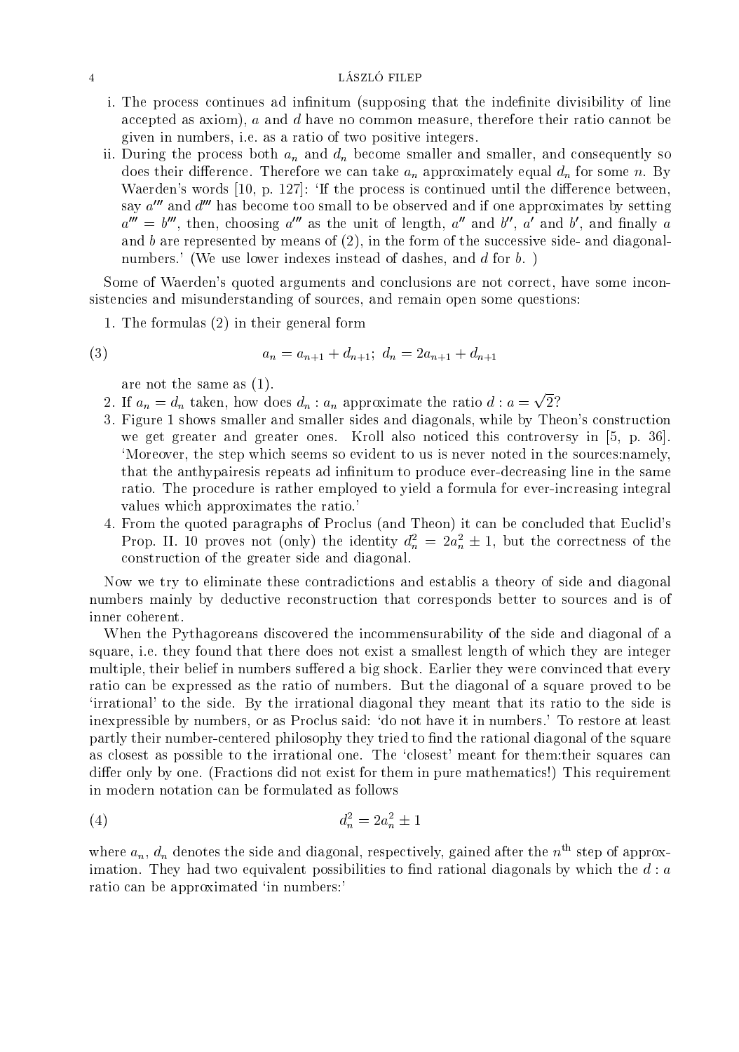i. The process continues ad infinitum (supposing that the indefinite divisibility of line accepted as axiom), $a$ and $d$ have no common measure, therefore their ratio cannot be given in numbers, i.e. as a ratio of two positive integers.

ii. During the process both $a_n$ and $d_n$ become smaller and smaller, and consequently so does their difference. Therefore we can take $a_n$ approximately equal $d_n$ for some $n$. By Waerden's words [10, p. 127]: 'If the process is continued until the difference between, say $a'''$ and $d'''$ has become too small to be observed and if one approximates by setting $a''' = b'''$, then, choosing $a'''$ as the unit of length, $a''$ and $b''$, $a'$ and $b'$, and finally $a$ and $b$ are represented by means of (2), in the form of the successive side- and diagonal-numbers.' (We use lower indexes instead of dashes, and $d$ for $b$. )

Some of Waerden's quoted arguments and conclusions are not correct, have some inconsistencies and misunderstanding of sources, and remain open some questions:

1. The formulas (2) in their general form

$$a_n = a_{n+1} + d_{n+1};\ d_n = 2a_{n+1} + d_{n+1} \tag{3}$$

   are not the same as (1).

2. If $a_n = d_n$ taken, how does $d_n : a_n$ approximate the ratio $d : a = \sqrt{2}$?

3. Figure 1 shows smaller and smaller sides and diagonals, while by Theon's construction we get greater and greater ones. Kroll also noticed this controversy in [5, p. 36]. 'Moreover, the step which seems so evident to us is never noted in the sources:namely, that the anthypairesis repeats ad infinitum to produce ever-decreasing line in the same ratio. The procedure is rather employed to yield a formula for ever-increasing integral values which approximates the ratio.'

4. From the quoted paragraphs of Proclus (and Theon) it can be concluded that Euclid's Prop. II. 10 proves not (only) the identity $d_n^2 = 2a_n^2 \pm 1$, but the correctness of the construction of the greater side and diagonal.

Now we try to eliminate these contradictions and establis a theory of side and diagonal numbers mainly by deductive reconstruction that corresponds better to sources and is of inner coherent.

When the Pythagoreans discovered the incommensurability of the side and diagonal of a square, i.e. they found that there does not exist a smallest length of which they are integer multiple, their belief in numbers suffered a big shock. Earlier they were convinced that every ratio can be expressed as the ratio of numbers. But the diagonal of a square proved to be 'irrational' to the side. By the irrational diagonal they meant that its ratio to the side is inexpressible by numbers, or as Proclus said: 'do not have it in numbers.' To restore at least partly their number-centered philosophy they tried to find the rational diagonal of the square as closest as possible to the irrational one. The 'closest' meant for them:their squares can differ only by one. (Fractions did not exist for them in pure mathematics!) This requirement in modern notation can be formulated as follows

$$d_n^2 = 2a_n^2 \pm 1 \tag{4}$$

where $a_n$, $d_n$ denotes the side and diagonal, respectively, gained after the $n^{\text{th}}$ step of approximation. They had two equivalent possibilities to find rational diagonals by which the $d : a$ ratio can be approximated 'in numbers:'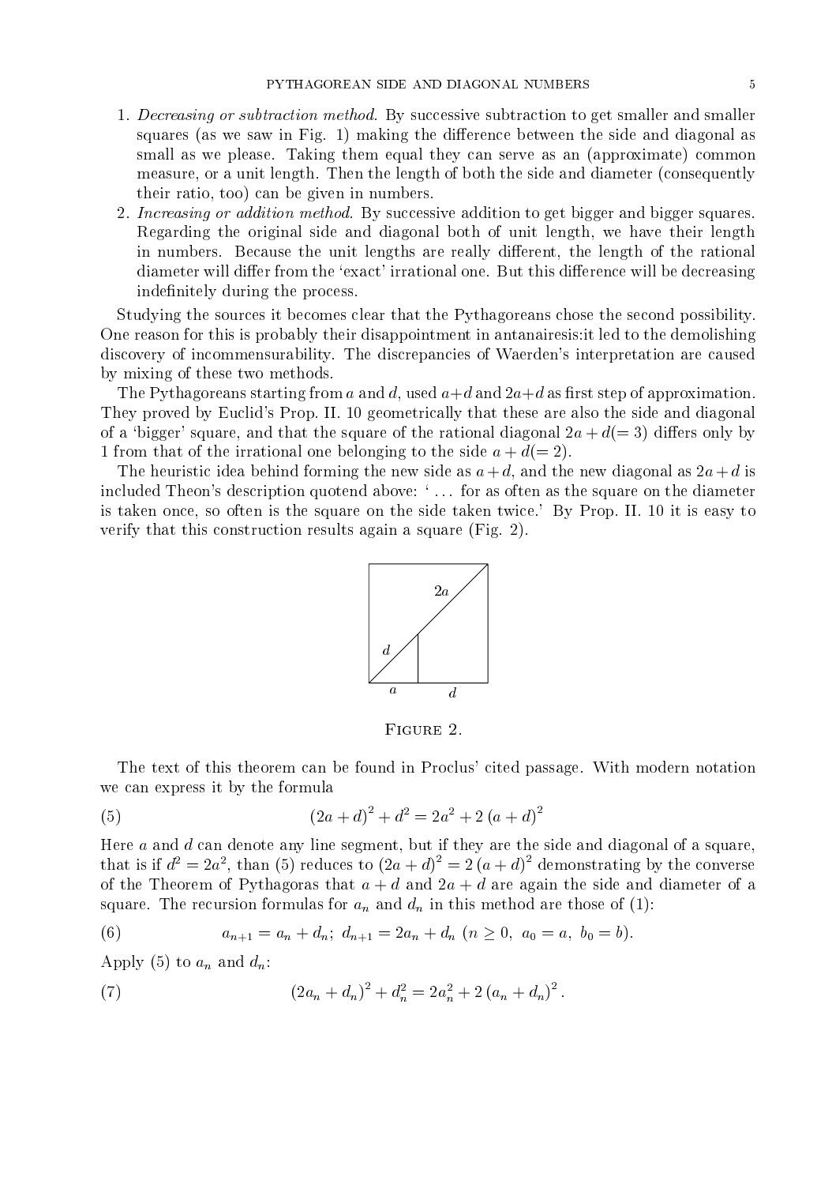1. *Decreasing or subtraction method.* By successive subtraction to get smaller and smaller squares (as we saw in Fig. 1) making the difference between the side and diagonal as small as we please. Taking them equal they can serve as an (approximate) common measure, or a unit length. Then the length of both the side and diameter (consequently their ratio, too) can be given in numbers.
2. *Increasing or addition method.* By successive addition to get bigger and bigger squares. Regarding the original side and diagonal both of unit length, we have their length in numbers. Because the unit lengths are really different, the length of the rational diameter will differ from the 'exact' irrational one. But this difference will be decreasing indefinitely during the process.

Studying the sources it becomes clear that the Pythagoreans chose the second possibility. One reason for this is probably their disappointment in antanairesis:it led to the demolishing discovery of incommensurability. The discrepancies of Waerden's interpretation are caused by mixing of these two methods.

The Pythagoreans starting from $a$ and $d$, used $a+d$ and $2a+d$ as first step of approximation. They proved by Euclid's Prop. II. 10 geometrically that these are also the side and diagonal of a 'bigger' square, and that the square of the rational diagonal $2a+d(=3)$ differs only by 1 from that of the irrational one belonging to the side $a+d(=2)$.

The heuristic idea behind forming the new side as $a+d$, and the new diagonal as $2a+d$ is included Theon's description quotend above: '... for as often as the square on the diameter is taken once, so often is the square on the side taken twice.' By Prop. II. 10 it is easy to verify that this construction results again a square (Fig. 2).

FIGURE 2.

The text of this theorem can be found in Proclus' cited passage. With modern notation we can express it by the formula

$$(2a+d)^2 + d^2 = 2a^2 + 2\,(a+d)^2 \tag{5}$$

Here $a$ and $d$ can denote any line segment, but if they are the side and diagonal of a square, that is if $d^2 = 2a^2$, than (5) reduces to $(2a+d)^2 = 2\,(a+d)^2$ demonstrating by the converse of the Theorem of Pythagoras that $a+d$ and $2a+d$ are again the side and diameter of a square. The recursion formulas for $a_n$ and $d_n$ in this method are those of (1):

$$a_{n+1} = a_n + d_n;\ d_{n+1} = 2a_n + d_n\ (n \geq 0,\ a_0 = a,\ b_0 = b). \tag{6}$$

Apply (5) to $a_n$ and $d_n$:

$$(2a_n + d_n)^2 + d_n^2 = 2a_n^2 + 2\,(a_n + d_n)^2\,. \tag{7}$$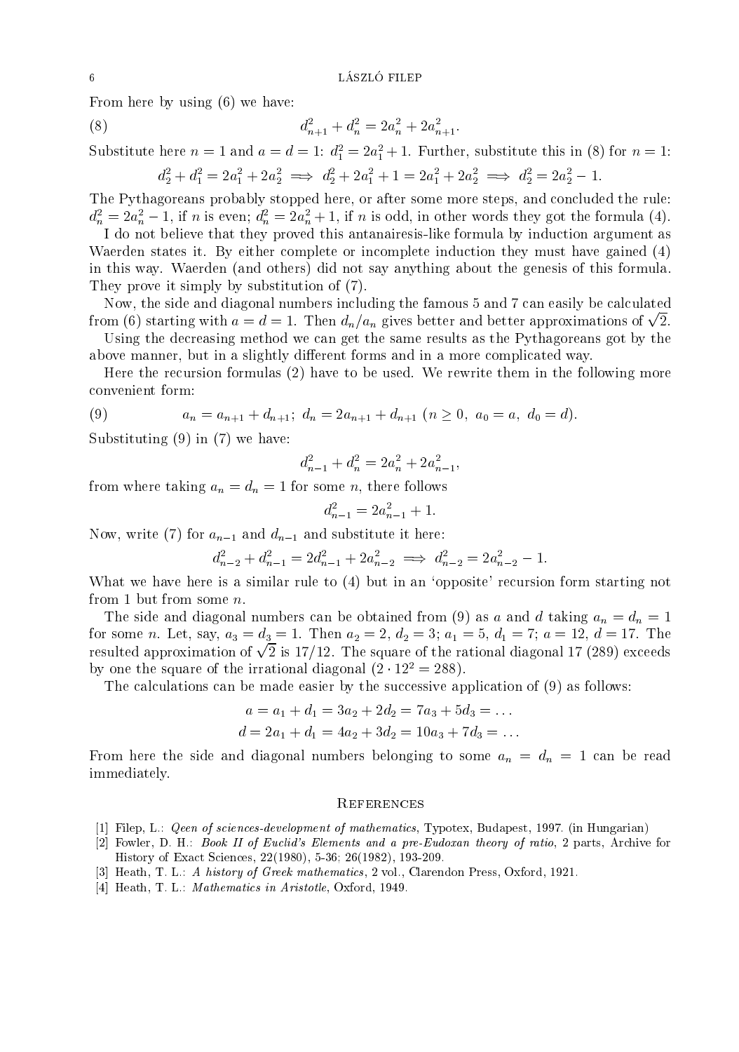From here by using (6) we have:

$$d_{n+1}^2 + d_n^2 = 2a_n^2 + 2a_{n+1}^2. \tag{8}$$

Substitute here $n = 1$ and $a = d = 1$: $d_1^2 = 2a_1^2 + 1$. Further, substitute this in (8) for $n = 1$:

$$d_2^2 + d_1^2 = 2a_1^2 + 2a_2^2 \implies d_2^2 + 2a_1^2 + 1 = 2a_1^2 + 2a_2^2 \implies d_2^2 = 2a_2^2 - 1.$$

The Pythagoreans probably stopped here, or after some more steps, and concluded the rule: $d_n^2 = 2a_n^2 - 1$, if $n$ is even; $d_n^2 = 2a_n^2 + 1$, if $n$ is odd, in other words they got the formula (4).

I do not believe that they proved this antanairesis-like formula by induction argument as Waerden states it. By either complete or incomplete induction they must have gained (4) in this way. Waerden (and others) did not say anything about the genesis of this formula. They prove it simply by substitution of (7).

Now, the side and diagonal numbers including the famous 5 and 7 can easily be calculated from (6) starting with $a = d = 1$. Then $d_n/a_n$ gives better and better approximations of $\sqrt{2}$.

Using the decreasing method we can get the same results as the Pythagoreans got by the above manner, but in a slightly different forms and in a more complicated way.

Here the recursion formulas (2) have to be used. We rewrite them in the following more convenient form:

$$a_n = a_{n+1} + d_{n+1};\ d_n = 2a_{n+1} + d_{n+1}\ (n \geq 0,\ a_0 = a,\ d_0 = d). \tag{9}$$

Substituting (9) in (7) we have:

$$d_{n-1}^2 + d_n^2 = 2a_n^2 + 2a_{n-1}^2,$$

from where taking $a_n = d_n = 1$ for some $n$, there follows

$$d_{n-1}^2 = 2a_{n-1}^2 + 1.$$

Now, write (7) for $a_{n-1}$ and $d_{n-1}$ and substitute it here:

$$d_{n-2}^2 + d_{n-1}^2 = 2d_{n-1}^2 + 2a_{n-2}^2 \implies d_{n-2}^2 = 2a_{n-2}^2 - 1.$$

What we have here is a similar rule to (4) but in an 'opposite' recursion form starting not from 1 but from some $n$.

The side and diagonal numbers can be obtained from (9) as $a$ and $d$ taking $a_n = d_n = 1$ for some $n$. Let, say, $a_3 = d_3 = 1$. Then $a_2 = 2$, $d_2 = 3$; $a_1 = 5$, $d_1 = 7$; $a = 12$, $d = 17$. The resulted approximation of $\sqrt{2}$ is $17/12$. The square of the rational diagonal 17 (289) exceeds by one the square of the irrational diagonal ($2 \cdot 12^2 = 288$).

The calculations can be made easier by the successive application of (9) as follows:

$$a = a_1 + d_1 = 3a_2 + 2d_2 = 7a_3 + 5d_3 = \dots$$
$$d = 2a_1 + d_1 = 4a_2 + 3d_2 = 10a_3 + 7d_3 = \dots$$

From here the side and diagonal numbers belonging to some $a_n = d_n = 1$ can be read immediately.

## References

[1] Filep, L.: *Qeen of sciences-development of mathematics*, Typotex, Budapest, 1997. (in Hungarian)

[2] Fowler, D. H.: *Book II of Euclid's Elements and a pre-Eudoxan theory of ratio*, 2 parts, Archive for History of Exact Sciences, 22(1980), 5-36; 26(1982), 193-209.

[3] Heath, T. L.: *A history of Greek mathematics*, 2 vol., Clarendon Press, Oxford, 1921.

[4] Heath, T. L.: *Mathematics in Aristotle*, Oxford, 1949.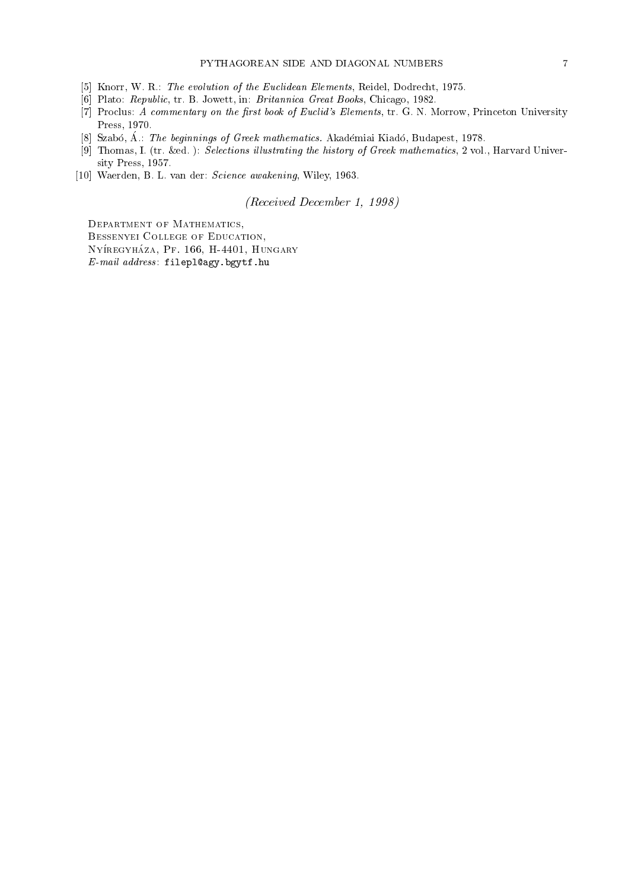[5] Knorr, W. R.: *The evolution of the Euclidean Elements*, Reidel, Dodrecht, 1975.

[6] Plato: *Republic*, tr. B. Jowett, in: *Britannica Great Books*, Chicago, 1982.

[7] Proclus: *A commentary on the first book of Euclid's Elements*, tr. G. N. Morrow, Princeton University Press, 1970.

[8] Szabó, Á.: *The beginnings of Greek mathematics.* Akadémiai Kiadó, Budapest, 1978.

[9] Thomas, I. (tr. &ed. ): *Selections illustrating the history of Greek mathematics*, 2 vol., Harvard University Press, 1957.

[10] Waerden, B. L. van der: *Science awakening*, Wiley, 1963.

*(Received December 1, 1998)*

Department of Mathematics,
Bessenyei College of Education,
Nyíregyháza, Pf. 166, H-4401, Hungary
*E-mail address*: `filepl@agy.bgytf.hu`